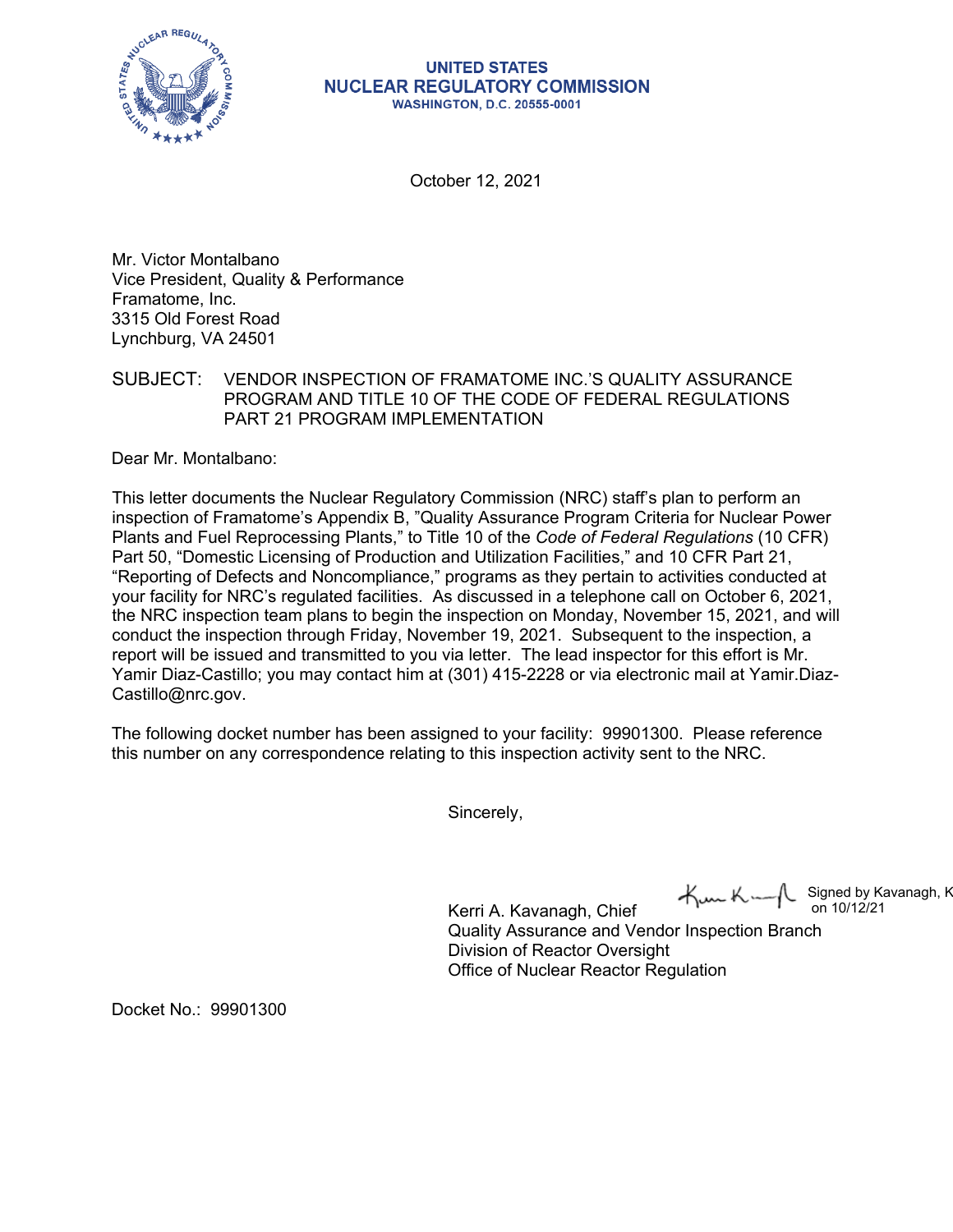**UNITED STATES**
**NUCLEAR REGULATORY COMMISSION**
**WASHINGTON, D.C. 20555-0001**

October 12, 2021

Mr. Victor Montalbano
Vice President, Quality & Performance
Framatome, Inc.
3315 Old Forest Road
Lynchburg, VA 24501

SUBJECT: VENDOR INSPECTION OF FRAMATOME INC.'S QUALITY ASSURANCE PROGRAM AND TITLE 10 OF THE CODE OF FEDERAL REGULATIONS PART 21 PROGRAM IMPLEMENTATION

Dear Mr. Montalbano:

This letter documents the Nuclear Regulatory Commission (NRC) staff's plan to perform an inspection of Framatome's Appendix B, "Quality Assurance Program Criteria for Nuclear Power Plants and Fuel Reprocessing Plants," to Title 10 of the *Code of Federal Regulations* (10 CFR) Part 50, "Domestic Licensing of Production and Utilization Facilities," and 10 CFR Part 21, "Reporting of Defects and Noncompliance," programs as they pertain to activities conducted at your facility for NRC's regulated facilities. As discussed in a telephone call on October 6, 2021, the NRC inspection team plans to begin the inspection on Monday, November 15, 2021, and will conduct the inspection through Friday, November 19, 2021. Subsequent to the inspection, a report will be issued and transmitted to you via letter. The lead inspector for this effort is Mr. Yamir Diaz-Castillo; you may contact him at (301) 415-2228 or via electronic mail at Yamir.Diaz-Castillo@nrc.gov.

The following docket number has been assigned to your facility: 99901300. Please reference this number on any correspondence relating to this inspection activity sent to the NRC.

Sincerely,

Signed by Kavanagh, K on 10/12/21

Kerri A. Kavanagh, Chief
Quality Assurance and Vendor Inspection Branch
Division of Reactor Oversight
Office of Nuclear Reactor Regulation

Docket No.: 99901300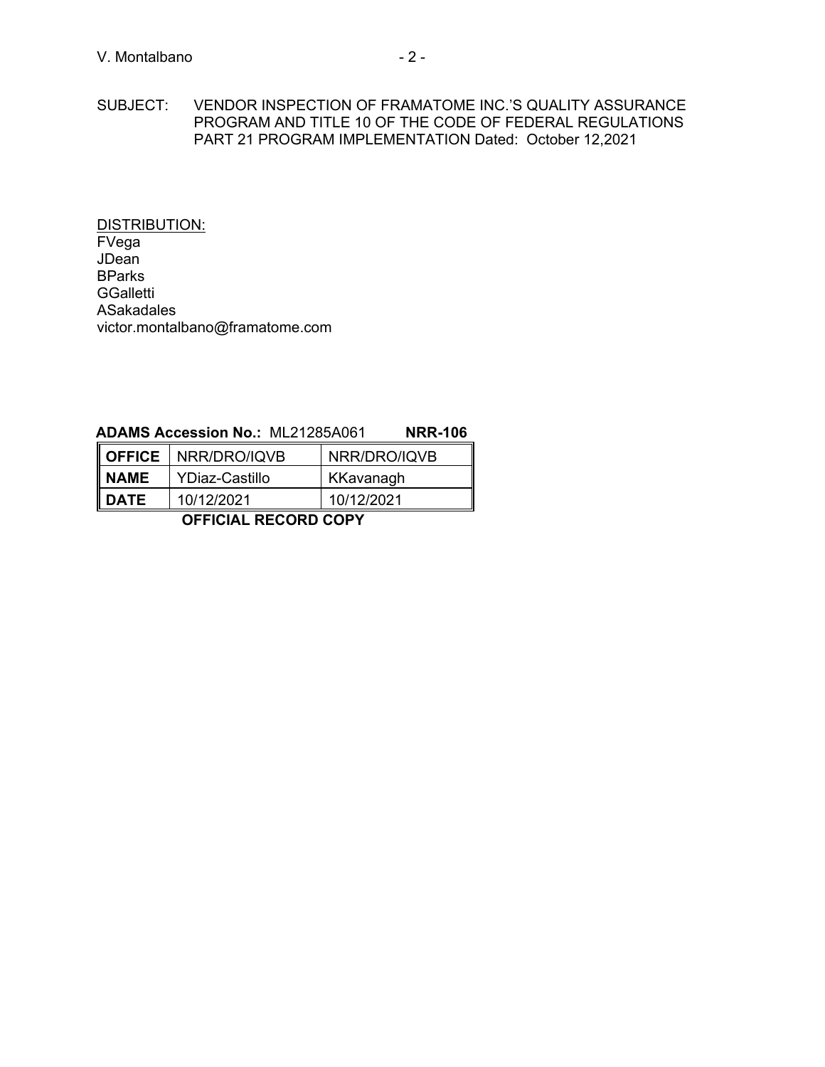SUBJECT: VENDOR INSPECTION OF FRAMATOME INC.'S QUALITY ASSURANCE PROGRAM AND TITLE 10 OF THE CODE OF FEDERAL REGULATIONS PART 21 PROGRAM IMPLEMENTATION Dated: October 12,2021

DISTRIBUTION:
FVega
JDean
BParks
GGalletti
ASakadales
victor.montalbano@framatome.com

**ADAMS Accession No.:** ML21285A061 **NRR-106**

| **OFFICE** | NRR/DRO/IQVB | NRR/DRO/IQVB |
|---|---|---|
| **NAME** | YDiaz-Castillo | KKavanagh |
| **DATE** | 10/12/2021 | 10/12/2021 |

**OFFICIAL RECORD COPY**